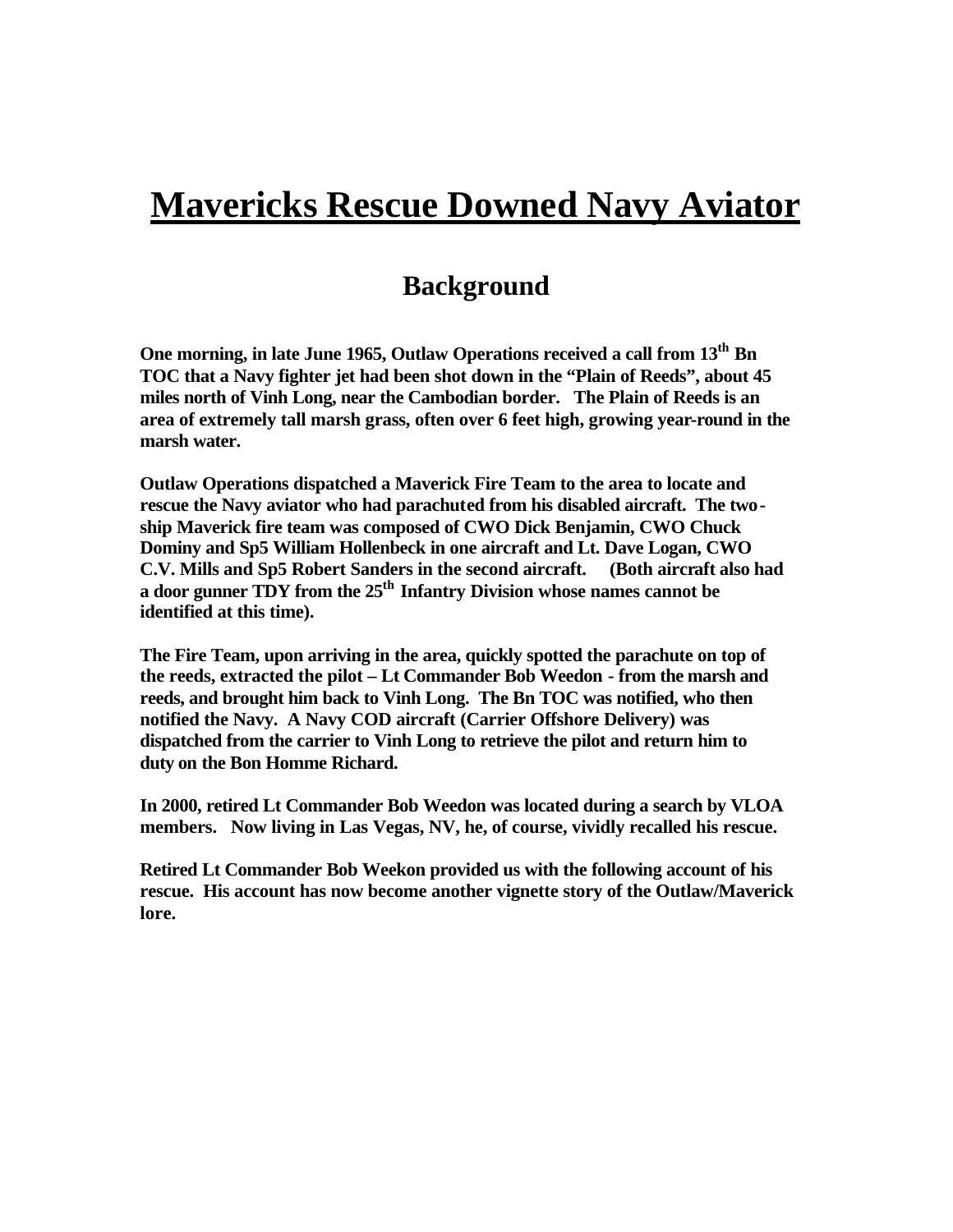# Mavericks Rescue Downed Navy Aviator

## Background

**One morning, in late June 1965, Outlaw Operations received a call from 13th Bn TOC that a Navy fighter jet had been shot down in the "Plain of Reeds", about 45 miles north of Vinh Long, near the Cambodian border. The Plain of Reeds is an area of extremely tall marsh grass, often over 6 feet high, growing year-round in the marsh water.**

**Outlaw Operations dispatched a Maverick Fire Team to the area to locate and rescue the Navy aviator who had parachuted from his disabled aircraft. The two-ship Maverick fire team was composed of CWO Dick Benjamin, CWO Chuck Dominy and Sp5 William Hollenbeck in one aircraft and Lt. Dave Logan, CWO C.V. Mills and Sp5 Robert Sanders in the second aircraft. (Both aircraft also had a door gunner TDY from the 25th Infantry Division whose names cannot be identified at this time).**

**The Fire Team, upon arriving in the area, quickly spotted the parachute on top of the reeds, extracted the pilot – Lt Commander Bob Weedon - from the marsh and reeds, and brought him back to Vinh Long. The Bn TOC was notified, who then notified the Navy. A Navy COD aircraft (Carrier Offshore Delivery) was dispatched from the carrier to Vinh Long to retrieve the pilot and return him to duty on the Bon Homme Richard.**

**In 2000, retired Lt Commander Bob Weedon was located during a search by VLOA members. Now living in Las Vegas, NV, he, of course, vividly recalled his rescue.**

**Retired Lt Commander Bob Weekon provided us with the following account of his rescue. His account has now become another vignette story of the Outlaw/Maverick lore.**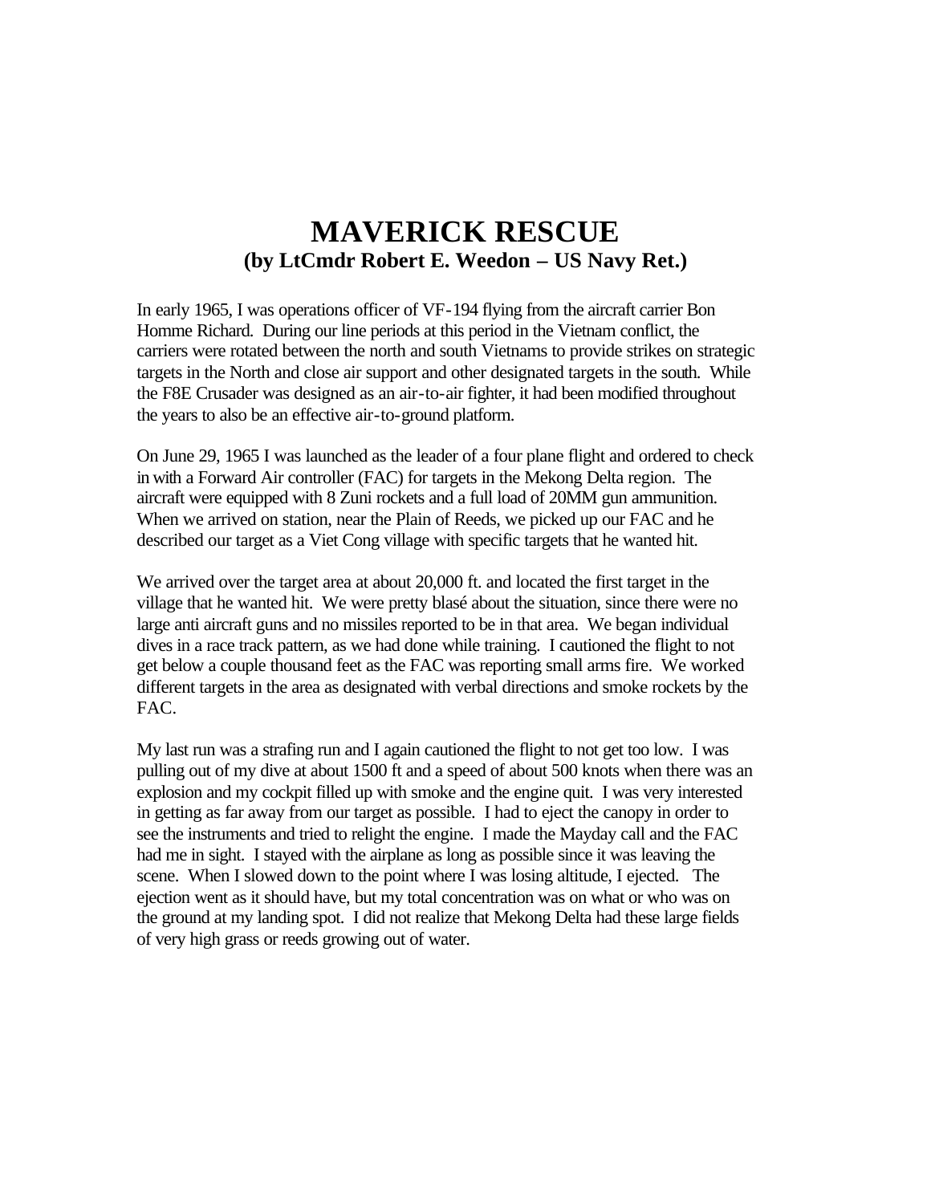# MAVERICK RESCUE

## (by LtCmdr Robert E. Weedon – US Navy Ret.)

In early 1965, I was operations officer of VF-194 flying from the aircraft carrier Bon Homme Richard. During our line periods at this period in the Vietnam conflict, the carriers were rotated between the north and south Vietnams to provide strikes on strategic targets in the North and close air support and other designated targets in the south. While the F8E Crusader was designed as an air-to-air fighter, it had been modified throughout the years to also be an effective air-to-ground platform.

On June 29, 1965 I was launched as the leader of a four plane flight and ordered to check in with a Forward Air controller (FAC) for targets in the Mekong Delta region. The aircraft were equipped with 8 Zuni rockets and a full load of 20MM gun ammunition. When we arrived on station, near the Plain of Reeds, we picked up our FAC and he described our target as a Viet Cong village with specific targets that he wanted hit.

We arrived over the target area at about 20,000 ft. and located the first target in the village that he wanted hit. We were pretty blasé about the situation, since there were no large anti aircraft guns and no missiles reported to be in that area. We began individual dives in a race track pattern, as we had done while training. I cautioned the flight to not get below a couple thousand feet as the FAC was reporting small arms fire. We worked different targets in the area as designated with verbal directions and smoke rockets by the FAC.

My last run was a strafing run and I again cautioned the flight to not get too low. I was pulling out of my dive at about 1500 ft and a speed of about 500 knots when there was an explosion and my cockpit filled up with smoke and the engine quit. I was very interested in getting as far away from our target as possible. I had to eject the canopy in order to see the instruments and tried to relight the engine. I made the Mayday call and the FAC had me in sight. I stayed with the airplane as long as possible since it was leaving the scene. When I slowed down to the point where I was losing altitude, I ejected. The ejection went as it should have, but my total concentration was on what or who was on the ground at my landing spot. I did not realize that Mekong Delta had these large fields of very high grass or reeds growing out of water.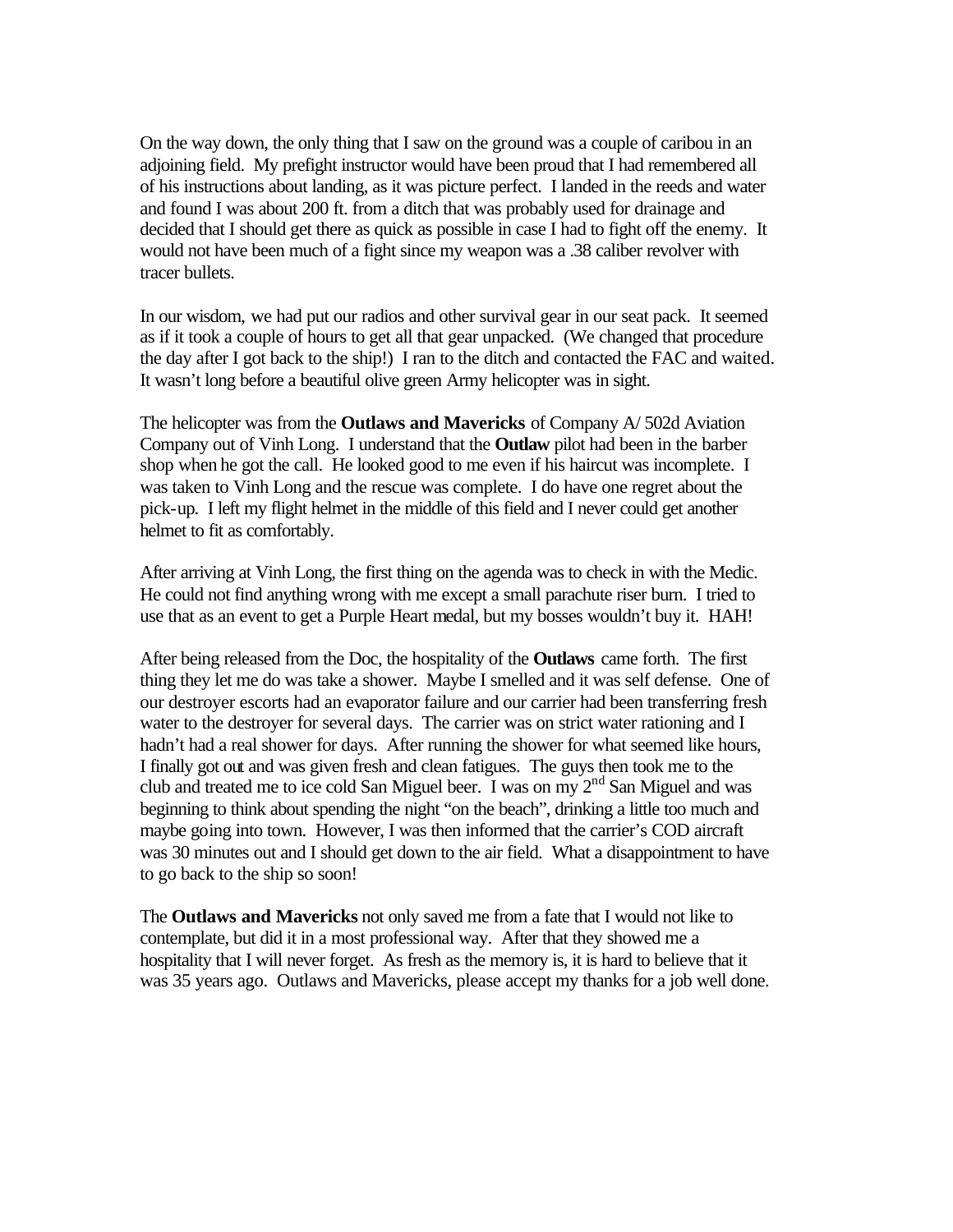On the way down, the only thing that I saw on the ground was a couple of caribou in an adjoining field. My prefight instructor would have been proud that I had remembered all of his instructions about landing, as it was picture perfect. I landed in the reeds and water and found I was about 200 ft. from a ditch that was probably used for drainage and decided that I should get there as quick as possible in case I had to fight off the enemy. It would not have been much of a fight since my weapon was a .38 caliber revolver with tracer bullets.

In our wisdom, we had put our radios and other survival gear in our seat pack. It seemed as if it took a couple of hours to get all that gear unpacked. (We changed that procedure the day after I got back to the ship!) I ran to the ditch and contacted the FAC and waited. It wasn't long before a beautiful olive green Army helicopter was in sight.

The helicopter was from the **Outlaws and Mavericks** of Company A/ 502d Aviation Company out of Vinh Long. I understand that the **Outlaw** pilot had been in the barber shop when he got the call. He looked good to me even if his haircut was incomplete. I was taken to Vinh Long and the rescue was complete. I do have one regret about the pick-up. I left my flight helmet in the middle of this field and I never could get another helmet to fit as comfortably.

After arriving at Vinh Long, the first thing on the agenda was to check in with the Medic. He could not find anything wrong with me except a small parachute riser burn. I tried to use that as an event to get a Purple Heart medal, but my bosses wouldn't buy it. HAH!

After being released from the Doc, the hospitality of the **Outlaws** came forth. The first thing they let me do was take a shower. Maybe I smelled and it was self defense. One of our destroyer escorts had an evaporator failure and our carrier had been transferring fresh water to the destroyer for several days. The carrier was on strict water rationing and I hadn't had a real shower for days. After running the shower for what seemed like hours, I finally got out and was given fresh and clean fatigues. The guys then took me to the club and treated me to ice cold San Miguel beer. I was on my 2nd San Miguel and was beginning to think about spending the night "on the beach", drinking a little too much and maybe going into town. However, I was then informed that the carrier's COD aircraft was 30 minutes out and I should get down to the air field. What a disappointment to have to go back to the ship so soon!

The **Outlaws and Mavericks** not only saved me from a fate that I would not like to contemplate, but did it in a most professional way. After that they showed me a hospitality that I will never forget. As fresh as the memory is, it is hard to believe that it was 35 years ago. Outlaws and Mavericks, please accept my thanks for a job well done.